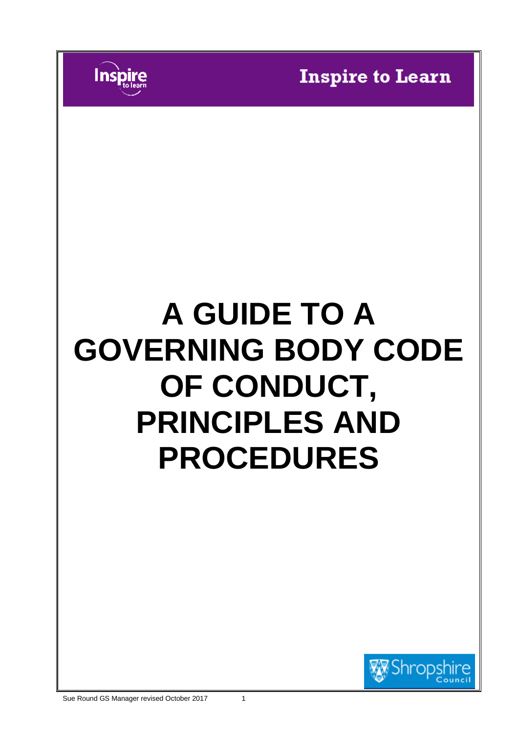Inspire to Learn

# A GUIDE TO A GOVERNING BODY CODE OF CONDUCT, PRINCIPLES AND PROCEDURES

Sue Round GS Manager revised October 2017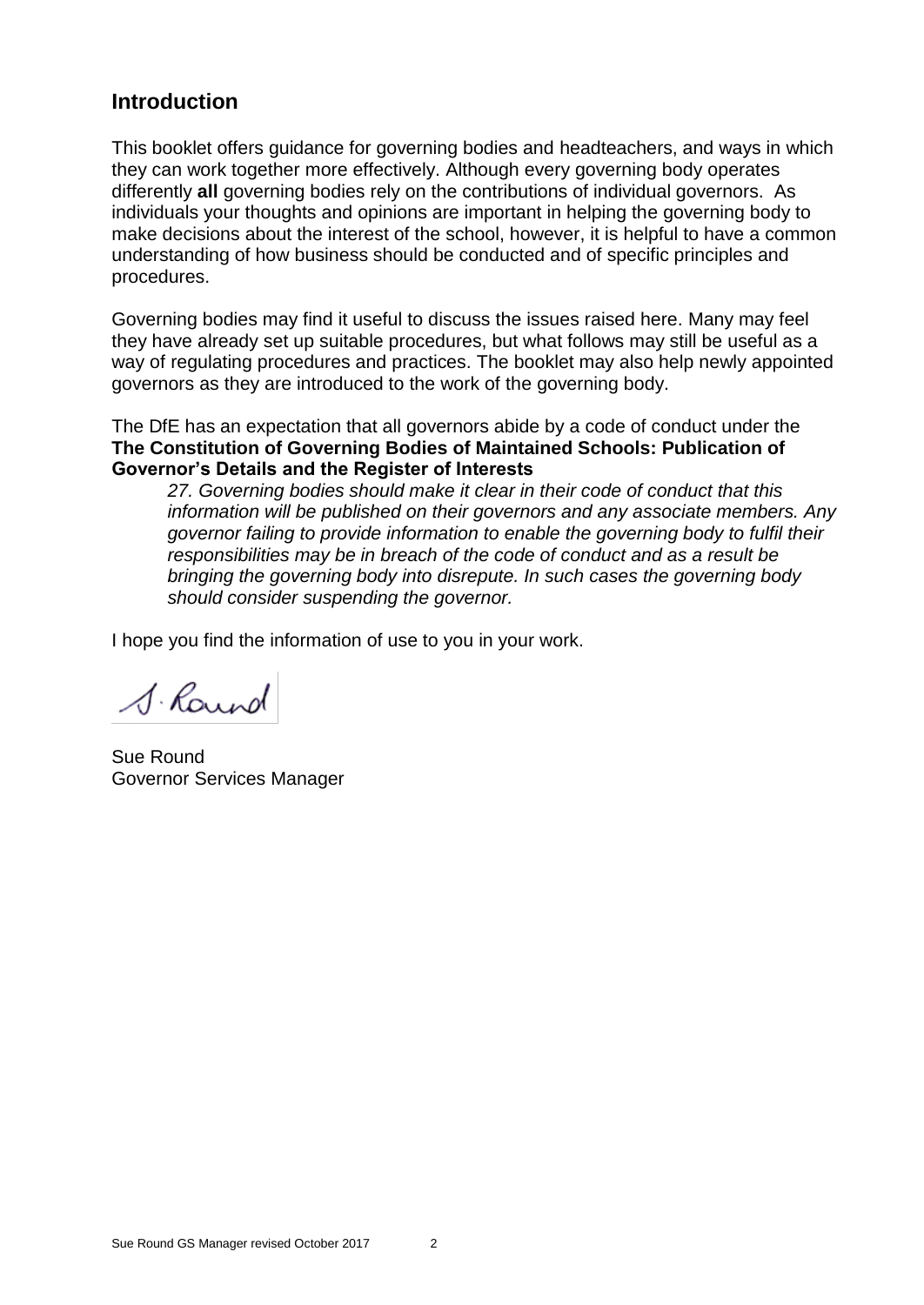## Introduction

This booklet offers guidance for governing bodies and headteachers, and ways in which they can work together more effectively. Although every governing body operates differently **all** governing bodies rely on the contributions of individual governors. As individuals your thoughts and opinions are important in helping the governing body to make decisions about the interest of the school, however, it is helpful to have a common understanding of how business should be conducted and of specific principles and procedures.

Governing bodies may find it useful to discuss the issues raised here. Many may feel they have already set up suitable procedures, but what follows may still be useful as a way of regulating procedures and practices. The booklet may also help newly appointed governors as they are introduced to the work of the governing body.

The DfE has an expectation that all governors abide by a code of conduct under the **The Constitution of Governing Bodies of Maintained Schools: Publication of Governor's Details and the Register of Interests**

> *27. Governing bodies should make it clear in their code of conduct that this information will be published on their governors and any associate members. Any governor failing to provide information to enable the governing body to fulfil their responsibilities may be in breach of the code of conduct and as a result be bringing the governing body into disrepute. In such cases the governing body should consider suspending the governor.*

I hope you find the information of use to you in your work.

S. Round

Sue Round
Governor Services Manager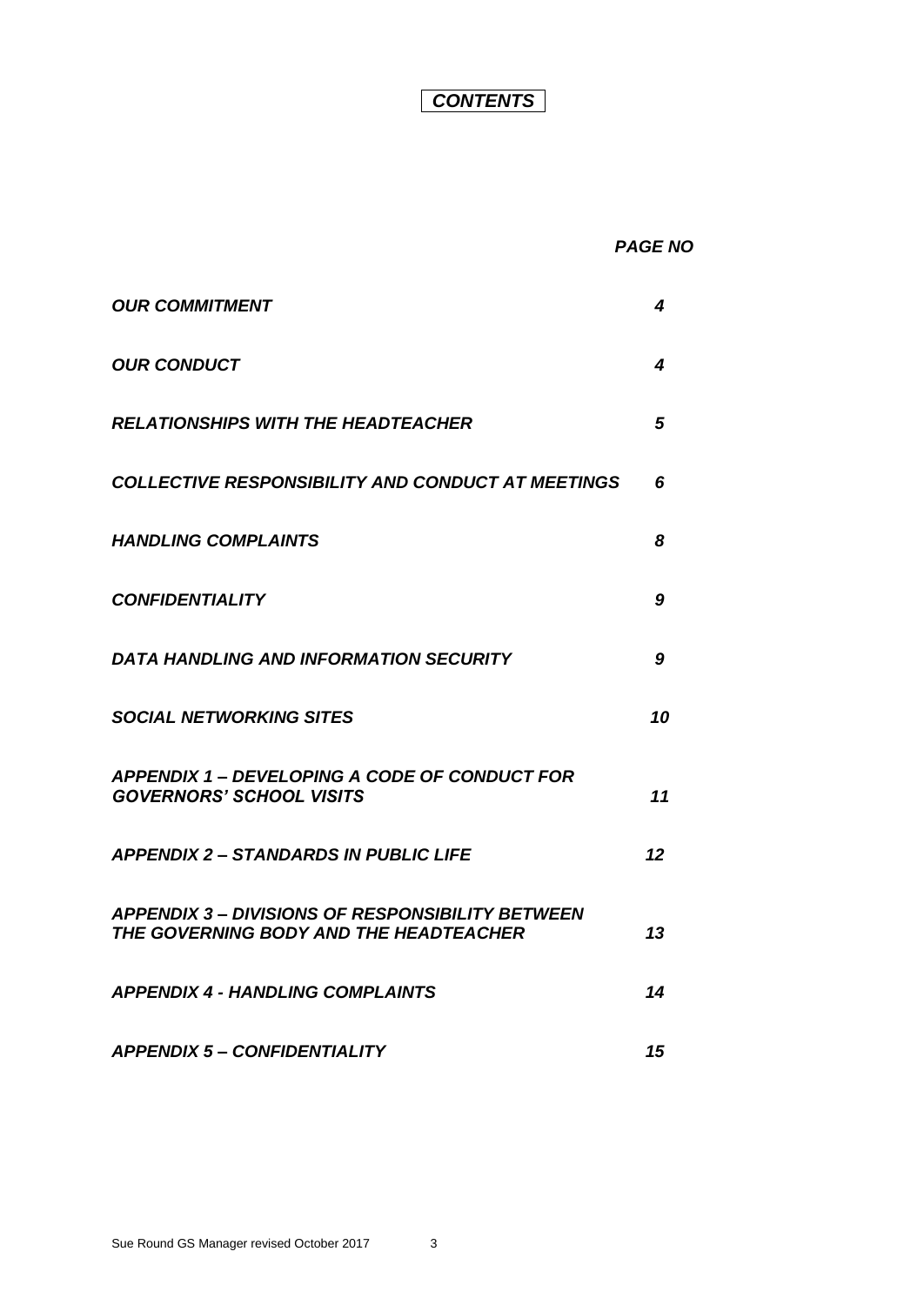# *CONTENTS*

| | *PAGE NO* |
|---|---|
| ***OUR COMMITMENT*** | ***4*** |
| ***OUR CONDUCT*** | ***4*** |
| ***RELATIONSHIPS WITH THE HEADTEACHER*** | ***5*** |
| ***COLLECTIVE RESPONSIBILITY AND CONDUCT AT MEETINGS*** | ***6*** |
| ***HANDLING COMPLAINTS*** | ***8*** |
| ***CONFIDENTIALITY*** | ***9*** |
| ***DATA HANDLING AND INFORMATION SECURITY*** | ***9*** |
| ***SOCIAL NETWORKING SITES*** | ***10*** |
| ***APPENDIX 1 – DEVELOPING A CODE OF CONDUCT FOR GOVERNORS' SCHOOL VISITS*** | ***11*** |
| ***APPENDIX 2 – STANDARDS IN PUBLIC LIFE*** | ***12*** |
| ***APPENDIX 3 – DIVISIONS OF RESPONSIBILITY BETWEEN THE GOVERNING BODY AND THE HEADTEACHER*** | ***13*** |
| ***APPENDIX 4 - HANDLING COMPLAINTS*** | ***14*** |
| ***APPENDIX 5 – CONFIDENTIALITY*** | ***15*** |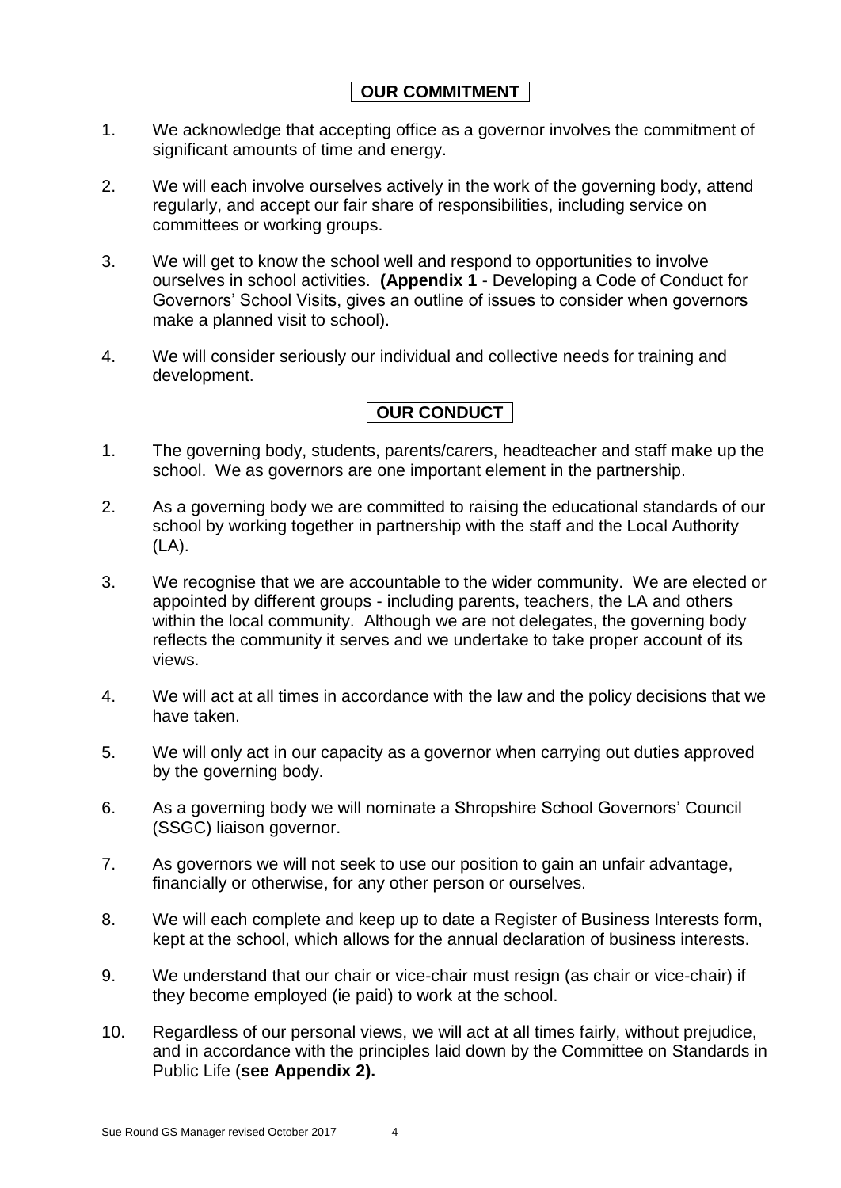## OUR COMMITMENT

1. We acknowledge that accepting office as a governor involves the commitment of significant amounts of time and energy.

2. We will each involve ourselves actively in the work of the governing body, attend regularly, and accept our fair share of responsibilities, including service on committees or working groups.

3. We will get to know the school well and respond to opportunities to involve ourselves in school activities. **(Appendix 1** - Developing a Code of Conduct for Governors' School Visits, gives an outline of issues to consider when governors make a planned visit to school).

4. We will consider seriously our individual and collective needs for training and development.

## OUR CONDUCT

1. The governing body, students, parents/carers, headteacher and staff make up the school. We as governors are one important element in the partnership.

2. As a governing body we are committed to raising the educational standards of our school by working together in partnership with the staff and the Local Authority (LA).

3. We recognise that we are accountable to the wider community. We are elected or appointed by different groups - including parents, teachers, the LA and others within the local community. Although we are not delegates, the governing body reflects the community it serves and we undertake to take proper account of its views.

4. We will act at all times in accordance with the law and the policy decisions that we have taken.

5. We will only act in our capacity as a governor when carrying out duties approved by the governing body.

6. As a governing body we will nominate a Shropshire School Governors' Council (SSGC) liaison governor.

7. As governors we will not seek to use our position to gain an unfair advantage, financially or otherwise, for any other person or ourselves.

8. We will each complete and keep up to date a Register of Business Interests form, kept at the school, which allows for the annual declaration of business interests.

9. We understand that our chair or vice-chair must resign (as chair or vice-chair) if they become employed (ie paid) to work at the school.

10. Regardless of our personal views, we will act at all times fairly, without prejudice, and in accordance with the principles laid down by the Committee on Standards in Public Life (**see Appendix 2).**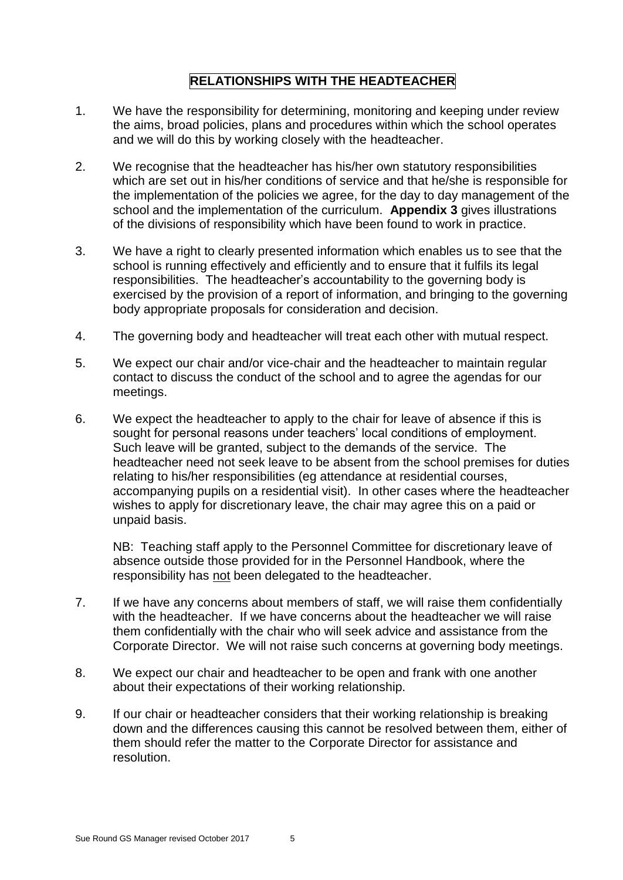## RELATIONSHIPS WITH THE HEADTEACHER

1. We have the responsibility for determining, monitoring and keeping under review the aims, broad policies, plans and procedures within which the school operates and we will do this by working closely with the headteacher.

2. We recognise that the headteacher has his/her own statutory responsibilities which are set out in his/her conditions of service and that he/she is responsible for the implementation of the policies we agree, for the day to day management of the school and the implementation of the curriculum. **Appendix 3** gives illustrations of the divisions of responsibility which have been found to work in practice.

3. We have a right to clearly presented information which enables us to see that the school is running effectively and efficiently and to ensure that it fulfils its legal responsibilities. The headteacher's accountability to the governing body is exercised by the provision of a report of information, and bringing to the governing body appropriate proposals for consideration and decision.

4. The governing body and headteacher will treat each other with mutual respect.

5. We expect our chair and/or vice-chair and the headteacher to maintain regular contact to discuss the conduct of the school and to agree the agendas for our meetings.

6. We expect the headteacher to apply to the chair for leave of absence if this is sought for personal reasons under teachers' local conditions of employment. Such leave will be granted, subject to the demands of the service. The headteacher need not seek leave to be absent from the school premises for duties relating to his/her responsibilities (eg attendance at residential courses, accompanying pupils on a residential visit). In other cases where the headteacher wishes to apply for discretionary leave, the chair may agree this on a paid or unpaid basis.

   NB: Teaching staff apply to the Personnel Committee for discretionary leave of absence outside those provided for in the Personnel Handbook, where the responsibility has <u>not</u> been delegated to the headteacher.

7. If we have any concerns about members of staff, we will raise them confidentially with the headteacher. If we have concerns about the headteacher we will raise them confidentially with the chair who will seek advice and assistance from the Corporate Director. We will not raise such concerns at governing body meetings.

8. We expect our chair and headteacher to be open and frank with one another about their expectations of their working relationship.

9. If our chair or headteacher considers that their working relationship is breaking down and the differences causing this cannot be resolved between them, either of them should refer the matter to the Corporate Director for assistance and resolution.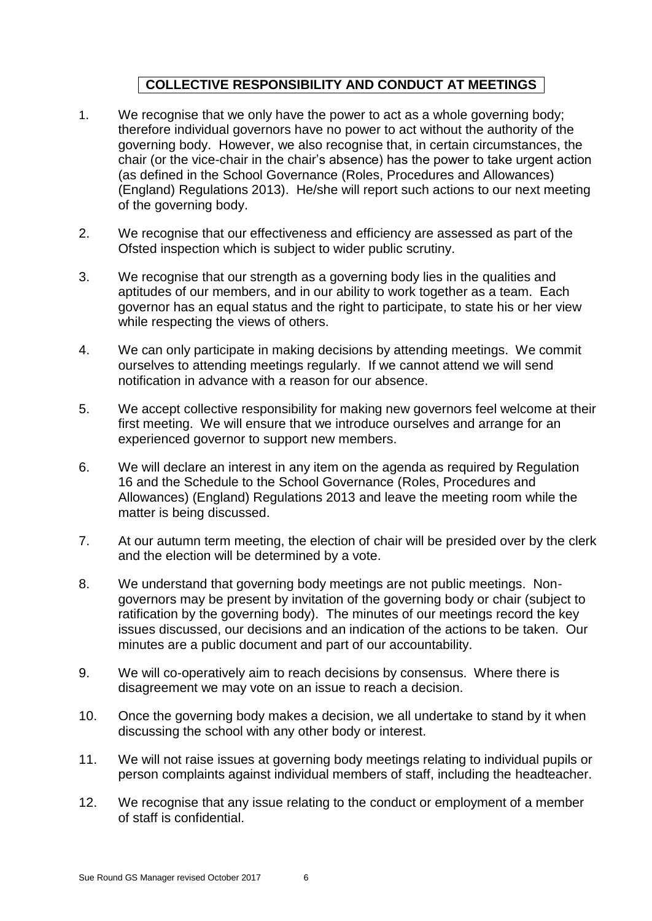## COLLECTIVE RESPONSIBILITY AND CONDUCT AT MEETINGS

1. We recognise that we only have the power to act as a whole governing body; therefore individual governors have no power to act without the authority of the governing body. However, we also recognise that, in certain circumstances, the chair (or the vice-chair in the chair's absence) has the power to take urgent action (as defined in the School Governance (Roles, Procedures and Allowances) (England) Regulations 2013). He/she will report such actions to our next meeting of the governing body.

2. We recognise that our effectiveness and efficiency are assessed as part of the Ofsted inspection which is subject to wider public scrutiny.

3. We recognise that our strength as a governing body lies in the qualities and aptitudes of our members, and in our ability to work together as a team. Each governor has an equal status and the right to participate, to state his or her view while respecting the views of others.

4. We can only participate in making decisions by attending meetings. We commit ourselves to attending meetings regularly. If we cannot attend we will send notification in advance with a reason for our absence.

5. We accept collective responsibility for making new governors feel welcome at their first meeting. We will ensure that we introduce ourselves and arrange for an experienced governor to support new members.

6. We will declare an interest in any item on the agenda as required by Regulation 16 and the Schedule to the School Governance (Roles, Procedures and Allowances) (England) Regulations 2013 and leave the meeting room while the matter is being discussed.

7. At our autumn term meeting, the election of chair will be presided over by the clerk and the election will be determined by a vote.

8. We understand that governing body meetings are not public meetings. Non-governors may be present by invitation of the governing body or chair (subject to ratification by the governing body). The minutes of our meetings record the key issues discussed, our decisions and an indication of the actions to be taken. Our minutes are a public document and part of our accountability.

9. We will co-operatively aim to reach decisions by consensus. Where there is disagreement we may vote on an issue to reach a decision.

10. Once the governing body makes a decision, we all undertake to stand by it when discussing the school with any other body or interest.

11. We will not raise issues at governing body meetings relating to individual pupils or person complaints against individual members of staff, including the headteacher.

12. We recognise that any issue relating to the conduct or employment of a member of staff is confidential.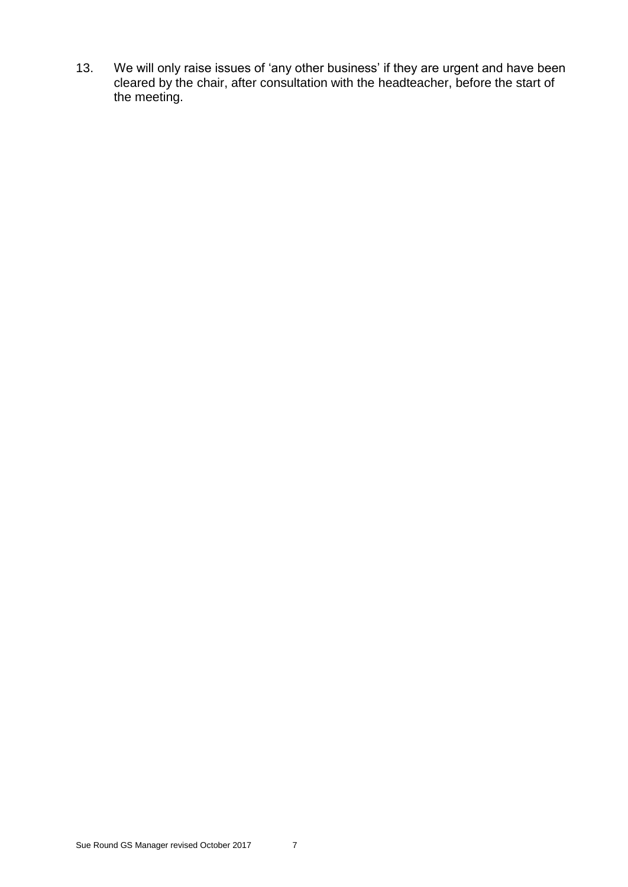13. We will only raise issues of 'any other business' if they are urgent and have been cleared by the chair, after consultation with the headteacher, before the start of the meeting.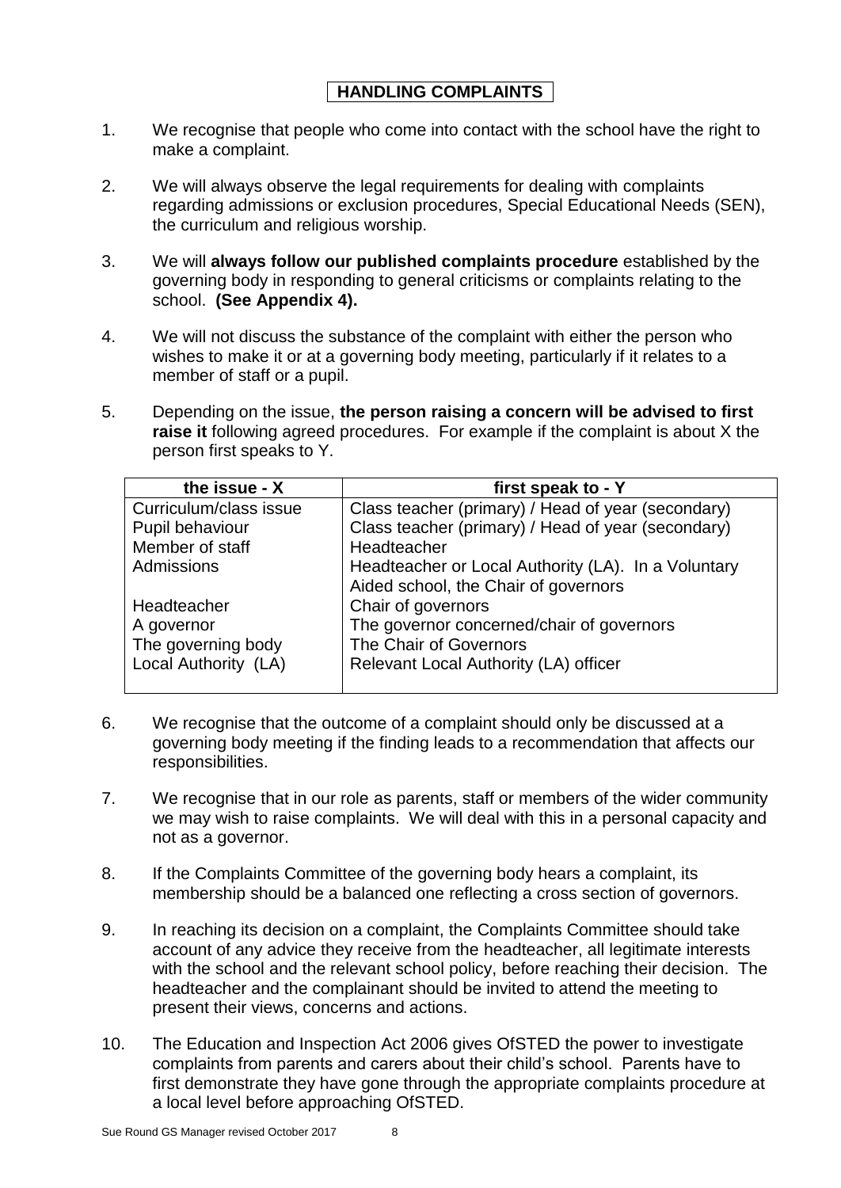## HANDLING COMPLAINTS

1. We recognise that people who come into contact with the school have the right to make a complaint.

2. We will always observe the legal requirements for dealing with complaints regarding admissions or exclusion procedures, Special Educational Needs (SEN), the curriculum and religious worship.

3. We will **always follow our published complaints procedure** established by the governing body in responding to general criticisms or complaints relating to the school. **(See Appendix 4).**

4. We will not discuss the substance of the complaint with either the person who wishes to make it or at a governing body meeting, particularly if it relates to a member of staff or a pupil.

5. Depending on the issue, **the person raising a concern will be advised to first raise it** following agreed procedures. For example if the complaint is about X the person first speaks to Y.

| the issue - X | first speak to - Y |
|---|---|
| Curriculum/class issue | Class teacher (primary) / Head of year (secondary) |
| Pupil behaviour | Class teacher (primary) / Head of year (secondary) |
| Member of staff | Headteacher |
| Admissions | Headteacher or Local Authority (LA). In a Voluntary Aided school, the Chair of governors |
| Headteacher | Chair of governors |
| A governor | The governor concerned/chair of governors |
| The governing body | The Chair of Governors |
| Local Authority (LA) | Relevant Local Authority (LA) officer |

6. We recognise that the outcome of a complaint should only be discussed at a governing body meeting if the finding leads to a recommendation that affects our responsibilities.

7. We recognise that in our role as parents, staff or members of the wider community we may wish to raise complaints. We will deal with this in a personal capacity and not as a governor.

8. If the Complaints Committee of the governing body hears a complaint, its membership should be a balanced one reflecting a cross section of governors.

9. In reaching its decision on a complaint, the Complaints Committee should take account of any advice they receive from the headteacher, all legitimate interests with the school and the relevant school policy, before reaching their decision. The headteacher and the complainant should be invited to attend the meeting to present their views, concerns and actions.

10. The Education and Inspection Act 2006 gives OfSTED the power to investigate complaints from parents and carers about their child's school. Parents have to first demonstrate they have gone through the appropriate complaints procedure at a local level before approaching OfSTED.

Sue Round GS Manager revised October 2017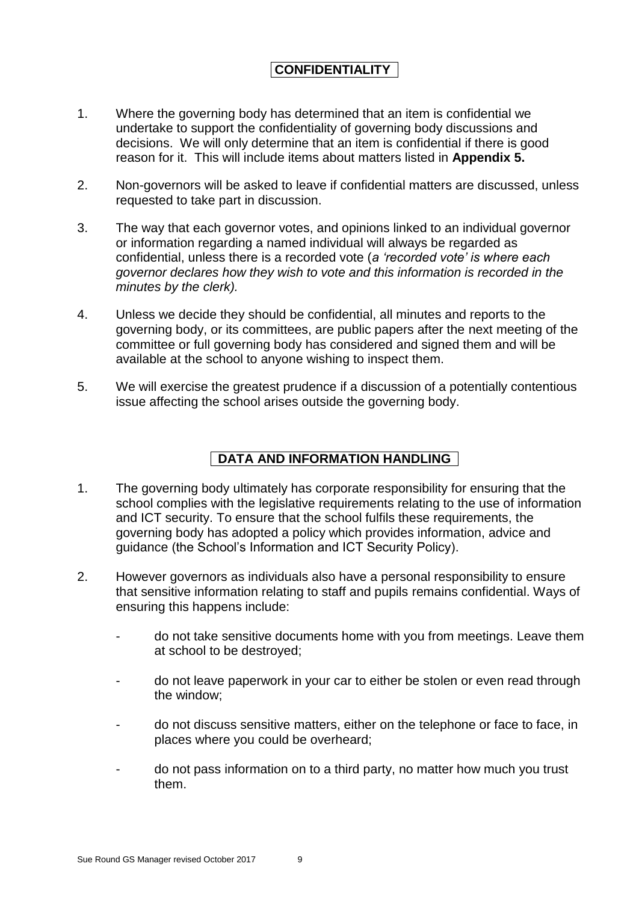## CONFIDENTIALITY

1. Where the governing body has determined that an item is confidential we undertake to support the confidentiality of governing body discussions and decisions. We will only determine that an item is confidential if there is good reason for it. This will include items about matters listed in **Appendix 5.**

2. Non-governors will be asked to leave if confidential matters are discussed, unless requested to take part in discussion.

3. The way that each governor votes, and opinions linked to an individual governor or information regarding a named individual will always be regarded as confidential, unless there is a recorded vote (*a 'recorded vote' is where each governor declares how they wish to vote and this information is recorded in the minutes by the clerk).*

4. Unless we decide they should be confidential, all minutes and reports to the governing body, or its committees, are public papers after the next meeting of the committee or full governing body has considered and signed them and will be available at the school to anyone wishing to inspect them.

5. We will exercise the greatest prudence if a discussion of a potentially contentious issue affecting the school arises outside the governing body.

## DATA AND INFORMATION HANDLING

1. The governing body ultimately has corporate responsibility for ensuring that the school complies with the legislative requirements relating to the use of information and ICT security. To ensure that the school fulfils these requirements, the governing body has adopted a policy which provides information, advice and guidance (the School's Information and ICT Security Policy).

2. However governors as individuals also have a personal responsibility to ensure that sensitive information relating to staff and pupils remains confidential. Ways of ensuring this happens include:

   - do not take sensitive documents home with you from meetings. Leave them at school to be destroyed;
   - do not leave paperwork in your car to either be stolen or even read through the window;
   - do not discuss sensitive matters, either on the telephone or face to face, in places where you could be overheard;
   - do not pass information on to a third party, no matter how much you trust them.

Sue Round GS Manager revised October 2017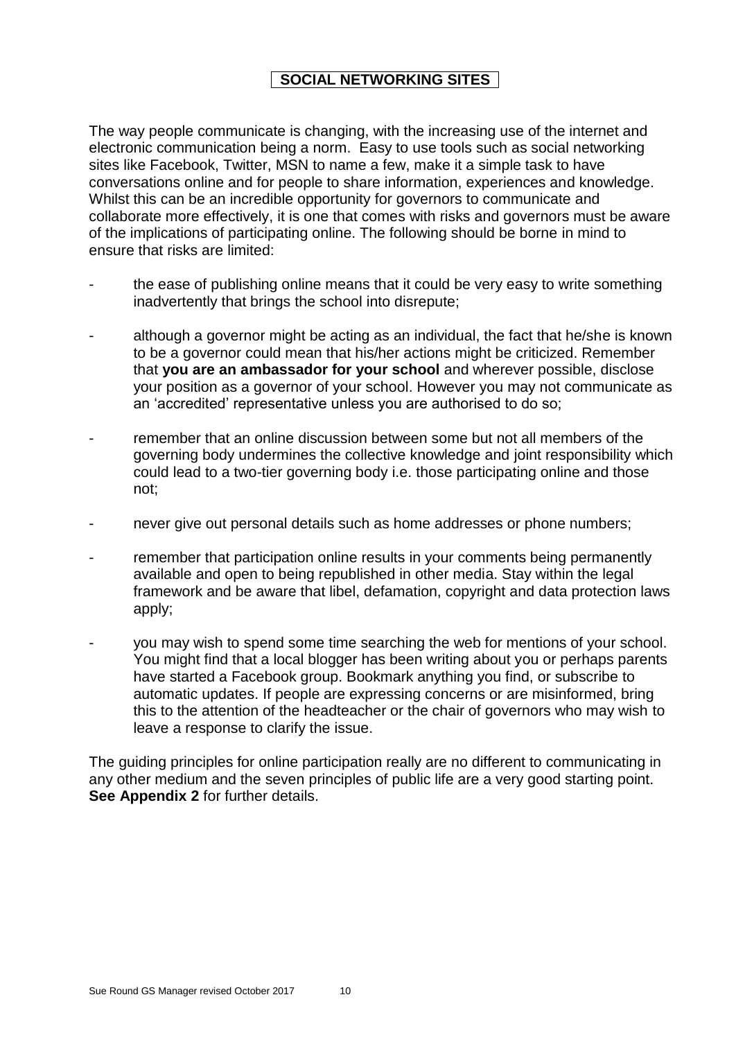## SOCIAL NETWORKING SITES

The way people communicate is changing, with the increasing use of the internet and electronic communication being a norm. Easy to use tools such as social networking sites like Facebook, Twitter, MSN to name a few, make it a simple task to have conversations online and for people to share information, experiences and knowledge. Whilst this can be an incredible opportunity for governors to communicate and collaborate more effectively, it is one that comes with risks and governors must be aware of the implications of participating online. The following should be borne in mind to ensure that risks are limited:

- the ease of publishing online means that it could be very easy to write something inadvertently that brings the school into disrepute;
- although a governor might be acting as an individual, the fact that he/she is known to be a governor could mean that his/her actions might be criticized. Remember that **you are an ambassador for your school** and wherever possible, disclose your position as a governor of your school. However you may not communicate as an 'accredited' representative unless you are authorised to do so;
- remember that an online discussion between some but not all members of the governing body undermines the collective knowledge and joint responsibility which could lead to a two-tier governing body i.e. those participating online and those not;
- never give out personal details such as home addresses or phone numbers;
- remember that participation online results in your comments being permanently available and open to being republished in other media. Stay within the legal framework and be aware that libel, defamation, copyright and data protection laws apply;
- you may wish to spend some time searching the web for mentions of your school. You might find that a local blogger has been writing about you or perhaps parents have started a Facebook group. Bookmark anything you find, or subscribe to automatic updates. If people are expressing concerns or are misinformed, bring this to the attention of the headteacher or the chair of governors who may wish to leave a response to clarify the issue.

The guiding principles for online participation really are no different to communicating in any other medium and the seven principles of public life are a very good starting point. **See Appendix 2** for further details.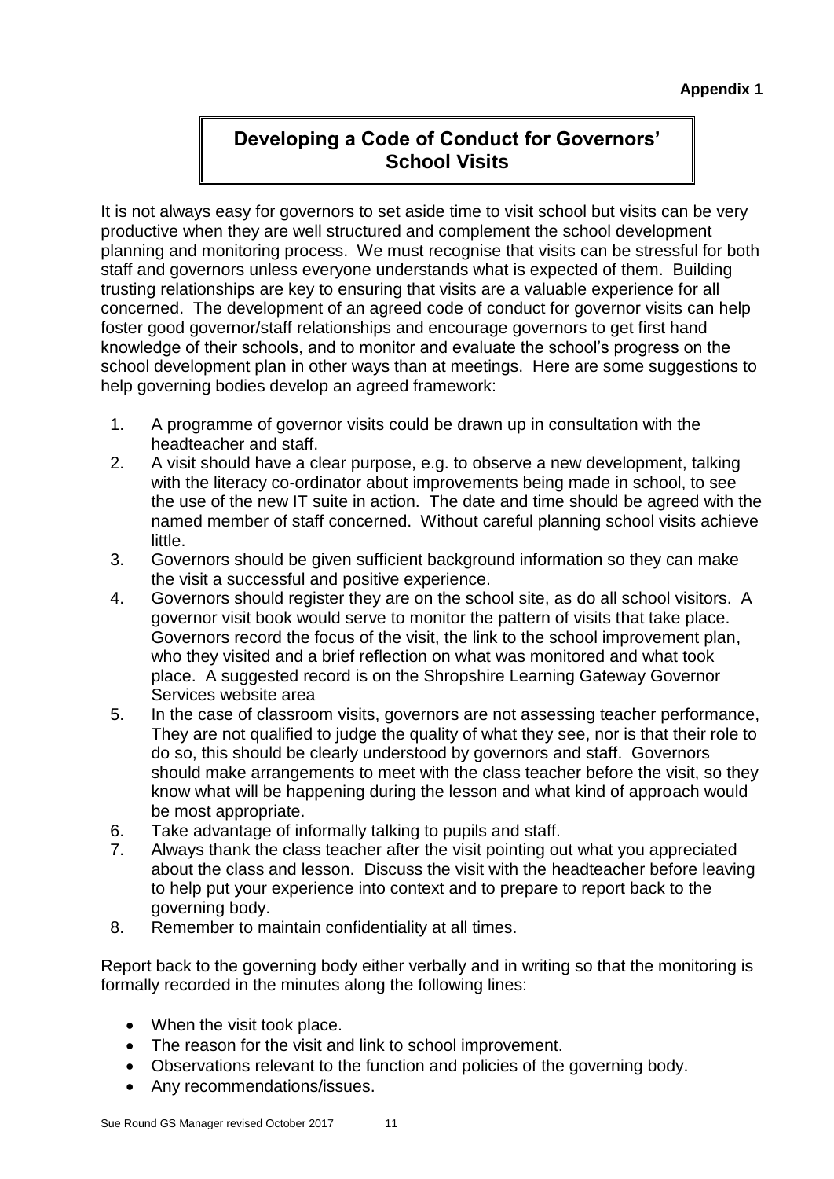**Appendix 1**

# Developing a Code of Conduct for Governors' School Visits

It is not always easy for governors to set aside time to visit school but visits can be very productive when they are well structured and complement the school development planning and monitoring process. We must recognise that visits can be stressful for both staff and governors unless everyone understands what is expected of them. Building trusting relationships are key to ensuring that visits are a valuable experience for all concerned. The development of an agreed code of conduct for governor visits can help foster good governor/staff relationships and encourage governors to get first hand knowledge of their schools, and to monitor and evaluate the school's progress on the school development plan in other ways than at meetings. Here are some suggestions to help governing bodies develop an agreed framework:

1. A programme of governor visits could be drawn up in consultation with the headteacher and staff.
2. A visit should have a clear purpose, e.g. to observe a new development, talking with the literacy co-ordinator about improvements being made in school, to see the use of the new IT suite in action. The date and time should be agreed with the named member of staff concerned. Without careful planning school visits achieve little.
3. Governors should be given sufficient background information so they can make the visit a successful and positive experience.
4. Governors should register they are on the school site, as do all school visitors. A governor visit book would serve to monitor the pattern of visits that take place. Governors record the focus of the visit, the link to the school improvement plan, who they visited and a brief reflection on what was monitored and what took place. A suggested record is on the Shropshire Learning Gateway Governor Services website area
5. In the case of classroom visits, governors are not assessing teacher performance, They are not qualified to judge the quality of what they see, nor is that their role to do so, this should be clearly understood by governors and staff. Governors should make arrangements to meet with the class teacher before the visit, so they know what will be happening during the lesson and what kind of approach would be most appropriate.
6. Take advantage of informally talking to pupils and staff.
7. Always thank the class teacher after the visit pointing out what you appreciated about the class and lesson. Discuss the visit with the headteacher before leaving to help put your experience into context and to prepare to report back to the governing body.
8. Remember to maintain confidentiality at all times.

Report back to the governing body either verbally and in writing so that the monitoring is formally recorded in the minutes along the following lines:

- When the visit took place.
- The reason for the visit and link to school improvement.
- Observations relevant to the function and policies of the governing body.
- Any recommendations/issues.

Sue Round GS Manager revised October 2017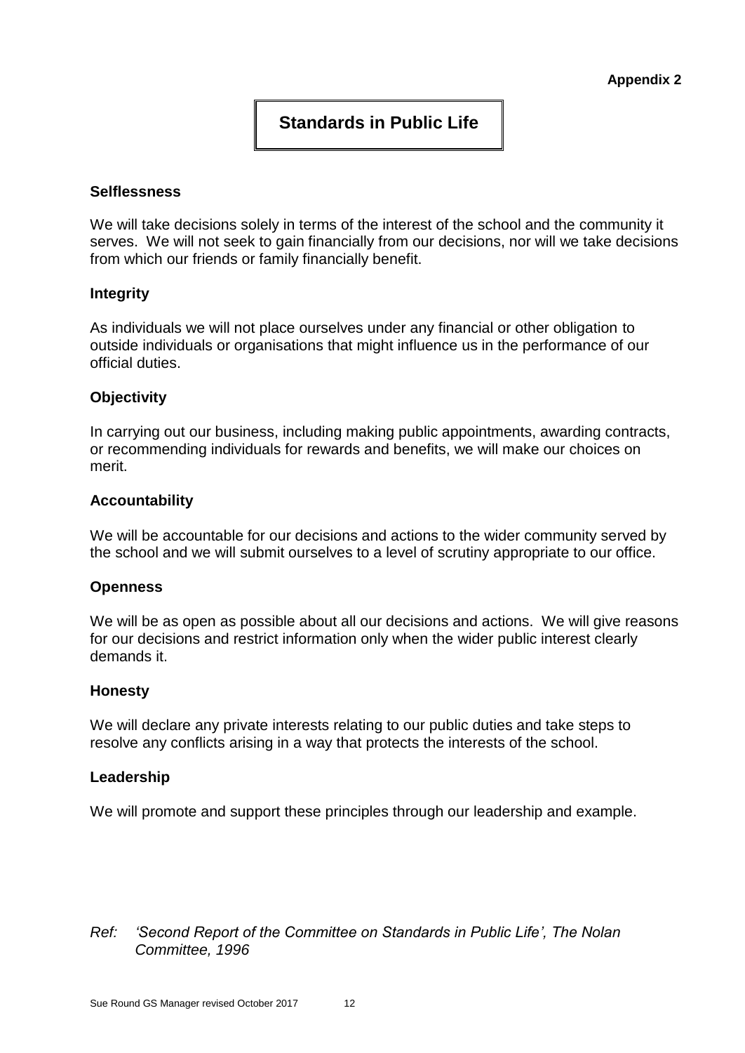**Appendix 2**

# Standards in Public Life

### Selflessness

We will take decisions solely in terms of the interest of the school and the community it serves. We will not seek to gain financially from our decisions, nor will we take decisions from which our friends or family financially benefit.

### Integrity

As individuals we will not place ourselves under any financial or other obligation to outside individuals or organisations that might influence us in the performance of our official duties.

### Objectivity

In carrying out our business, including making public appointments, awarding contracts, or recommending individuals for rewards and benefits, we will make our choices on merit.

### Accountability

We will be accountable for our decisions and actions to the wider community served by the school and we will submit ourselves to a level of scrutiny appropriate to our office.

### Openness

We will be as open as possible about all our decisions and actions. We will give reasons for our decisions and restrict information only when the wider public interest clearly demands it.

### Honesty

We will declare any private interests relating to our public duties and take steps to resolve any conflicts arising in a way that protects the interests of the school.

### Leadership

We will promote and support these principles through our leadership and example.

*Ref: 'Second Report of the Committee on Standards in Public Life', The Nolan Committee, 1996*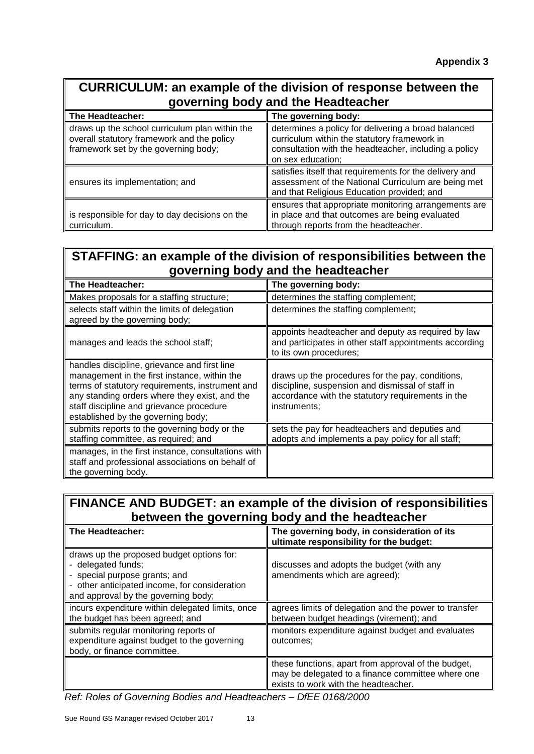**Appendix 3**

## CURRICULUM: an example of the division of response between the governing body and the Headteacher

| The Headteacher: | The governing body: |
| --- | --- |
| draws up the school curriculum plan within the overall statutory framework and the policy framework set by the governing body; | determines a policy for delivering a broad balanced curriculum within the statutory framework in consultation with the headteacher, including a policy on sex education; |
| ensures its implementation; and | satisfies itself that requirements for the delivery and assessment of the National Curriculum are being met and that Religious Education provided; and |
| is responsible for day to day decisions on the curriculum. | ensures that appropriate monitoring arrangements are in place and that outcomes are being evaluated through reports from the headteacher. |

## STAFFING: an example of the division of responsibilities between the governing body and the headteacher

| The Headteacher: | The governing body: |
| --- | --- |
| Makes proposals for a staffing structure; | determines the staffing complement; |
| selects staff within the limits of delegation agreed by the governing body; | determines the staffing complement; |
| manages and leads the school staff; | appoints headteacher and deputy as required by law and participates in other staff appointments according to its own procedures; |
| handles discipline, grievance and first line management in the first instance, within the terms of statutory requirements, instrument and any standing orders where they exist, and the staff discipline and grievance procedure established by the governing body; | draws up the procedures for the pay, conditions, discipline, suspension and dismissal of staff in accordance with the statutory requirements in the instruments; |
| submits reports to the governing body or the staffing committee, as required; and | sets the pay for headteachers and deputies and adopts and implements a pay policy for all staff; |
| manages, in the first instance, consultations with staff and professional associations on behalf of the governing body. | |

## FINANCE AND BUDGET: an example of the division of responsibilities between the governing body and the headteacher

| The Headteacher: | The governing body, in consideration of its ultimate responsibility for the budget: |
| --- | --- |
| draws up the proposed budget options for:<br>- delegated funds;<br>- special purpose grants; and<br>- other anticipated income, for consideration and approval by the governing body; | discusses and adopts the budget (with any amendments which are agreed); |
| incurs expenditure within delegated limits, once the budget has been agreed; and | agrees limits of delegation and the power to transfer between budget headings (virement); and |
| submits regular monitoring reports of expenditure against budget to the governing body, or finance committee. | monitors expenditure against budget and evaluates outcomes; |
| | these functions, apart from approval of the budget, may be delegated to a finance committee where one exists to work with the headteacher. |

*Ref: Roles of Governing Bodies and Headteachers – DfEE 0168/2000*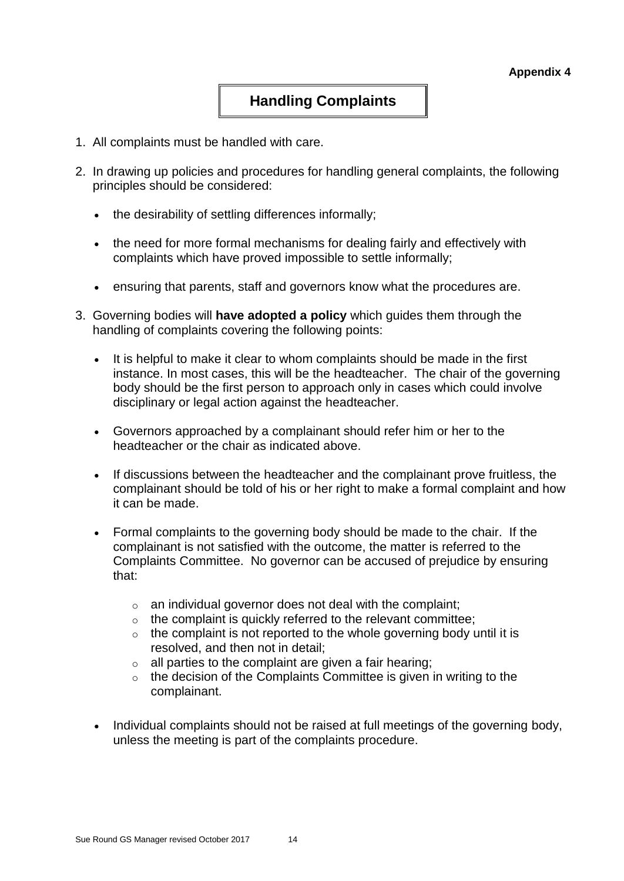**Appendix 4**

# Handling Complaints

1. All complaints must be handled with care.

2. In drawing up policies and procedures for handling general complaints, the following principles should be considered:

    - the desirability of settling differences informally;
    - the need for more formal mechanisms for dealing fairly and effectively with complaints which have proved impossible to settle informally;
    - ensuring that parents, staff and governors know what the procedures are.

3. Governing bodies will **have adopted a policy** which guides them through the handling of complaints covering the following points:

    - It is helpful to make it clear to whom complaints should be made in the first instance. In most cases, this will be the headteacher. The chair of the governing body should be the first person to approach only in cases which could involve disciplinary or legal action against the headteacher.
    - Governors approached by a complainant should refer him or her to the headteacher or the chair as indicated above.
    - If discussions between the headteacher and the complainant prove fruitless, the complainant should be told of his or her right to make a formal complaint and how it can be made.
    - Formal complaints to the governing body should be made to the chair. If the complainant is not satisfied with the outcome, the matter is referred to the Complaints Committee. No governor can be accused of prejudice by ensuring that:
        - an individual governor does not deal with the complaint;
        - the complaint is quickly referred to the relevant committee;
        - the complaint is not reported to the whole governing body until it is resolved, and then not in detail;
        - all parties to the complaint are given a fair hearing;
        - the decision of the Complaints Committee is given in writing to the complainant.
    - Individual complaints should not be raised at full meetings of the governing body, unless the meeting is part of the complaints procedure.

Sue Round GS Manager revised October 2017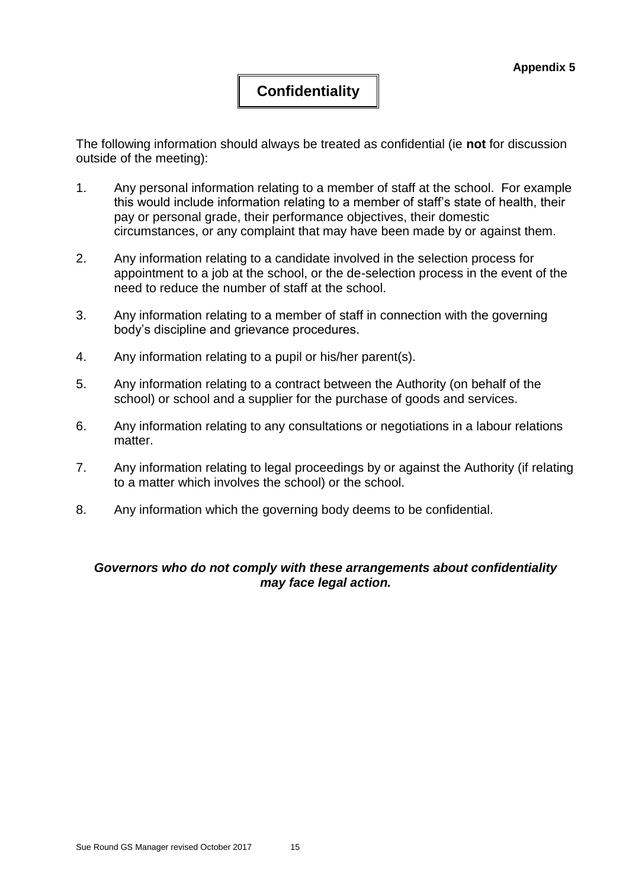**Appendix 5**

# Confidentiality

The following information should always be treated as confidential (ie **not** for discussion outside of the meeting):

1. Any personal information relating to a member of staff at the school. For example this would include information relating to a member of staff's state of health, their pay or personal grade, their performance objectives, their domestic circumstances, or any complaint that may have been made by or against them.

2. Any information relating to a candidate involved in the selection process for appointment to a job at the school, or the de-selection process in the event of the need to reduce the number of staff at the school.

3. Any information relating to a member of staff in connection with the governing body's discipline and grievance procedures.

4. Any information relating to a pupil or his/her parent(s).

5. Any information relating to a contract between the Authority (on behalf of the school) or school and a supplier for the purchase of goods and services.

6. Any information relating to any consultations or negotiations in a labour relations matter.

7. Any information relating to legal proceedings by or against the Authority (if relating to a matter which involves the school) or the school.

8. Any information which the governing body deems to be confidential.

***Governors who do not comply with these arrangements about confidentiality may face legal action.***

Sue Round GS Manager revised October 2017